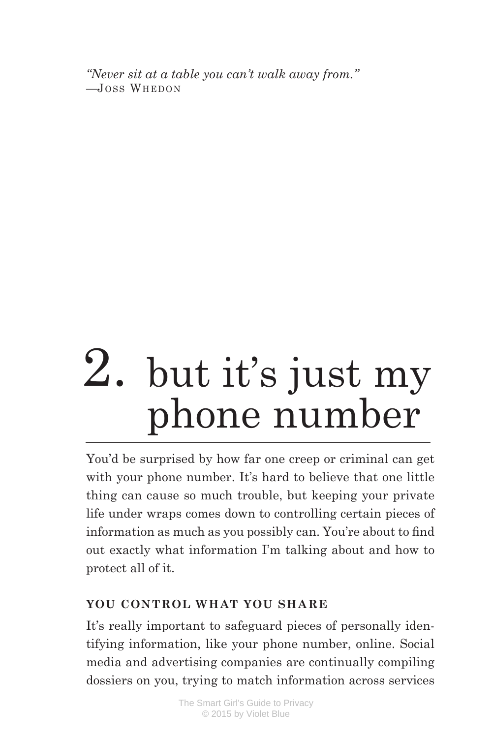*"Never sit at a table you can't walk away from."*
—Joss Whedon

# 2. but it's just my phone number

You'd be surprised by how far one creep or criminal can get with your phone number. It's hard to believe that one little thing can cause so much trouble, but keeping your private life under wraps comes down to controlling certain pieces of information as much as you possibly can. You're about to find out exactly what information I'm talking about and how to protect all of it.

## YOU CONTROL WHAT YOU SHARE

It's really important to safeguard pieces of personally identifying information, like your phone number, online. Social media and advertising companies are continually compiling dossiers on you, trying to match information across services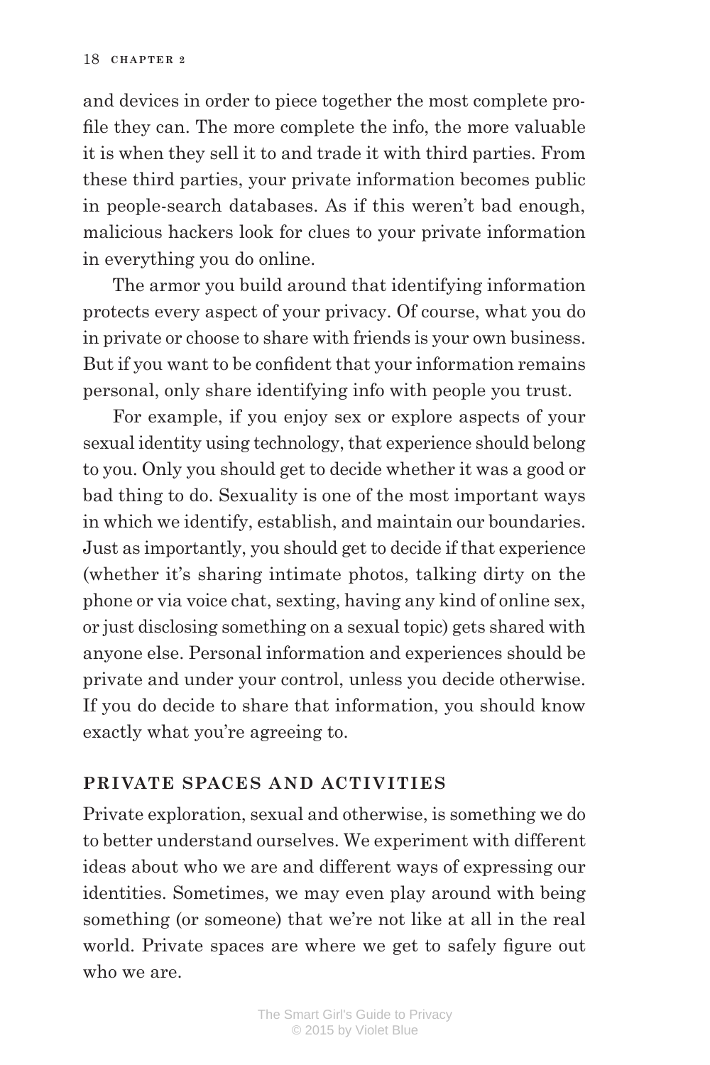and devices in order to piece together the most complete profile they can. The more complete the info, the more valuable it is when they sell it to and trade it with third parties. From these third parties, your private information becomes public in people-search databases. As if this weren't bad enough, malicious hackers look for clues to your private information in everything you do online.

The armor you build around that identifying information protects every aspect of your privacy. Of course, what you do in private or choose to share with friends is your own business. But if you want to be confident that your information remains personal, only share identifying info with people you trust.

For example, if you enjoy sex or explore aspects of your sexual identity using technology, that experience should belong to you. Only you should get to decide whether it was a good or bad thing to do. Sexuality is one of the most important ways in which we identify, establish, and maintain our boundaries. Just as importantly, you should get to decide if that experience (whether it's sharing intimate photos, talking dirty on the phone or via voice chat, sexting, having any kind of online sex, or just disclosing something on a sexual topic) gets shared with anyone else. Personal information and experiences should be private and under your control, unless you decide otherwise. If you do decide to share that information, you should know exactly what you're agreeing to.

## PRIVATE SPACES AND ACTIVITIES

Private exploration, sexual and otherwise, is something we do to better understand ourselves. We experiment with different ideas about who we are and different ways of expressing our identities. Sometimes, we may even play around with being something (or someone) that we're not like at all in the real world. Private spaces are where we get to safely figure out who we are.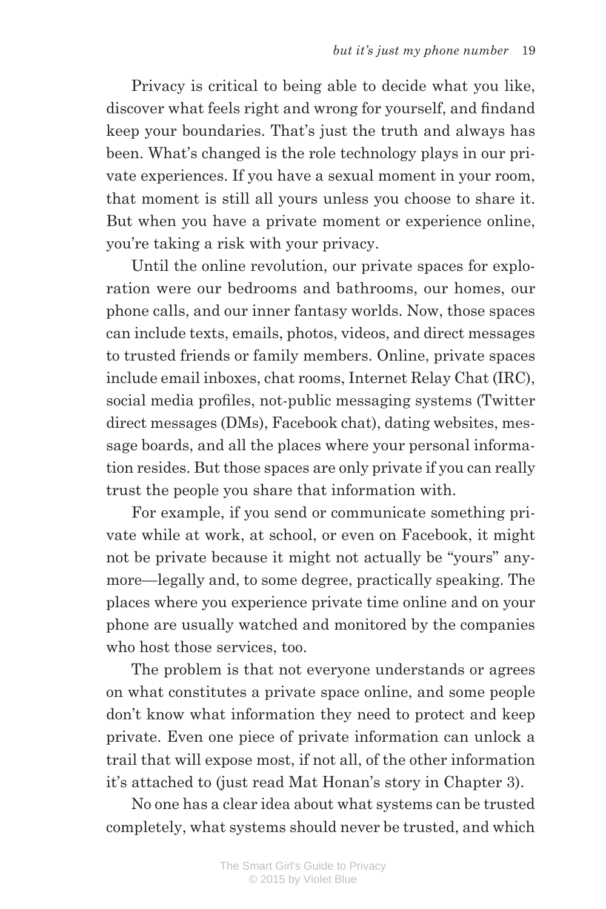Privacy is critical to being able to decide what you like, discover what feels right and wrong for yourself, and findand keep your boundaries. That's just the truth and always has been. What's changed is the role technology plays in our private experiences. If you have a sexual moment in your room, that moment is still all yours unless you choose to share it. But when you have a private moment or experience online, you're taking a risk with your privacy.

Until the online revolution, our private spaces for exploration were our bedrooms and bathrooms, our homes, our phone calls, and our inner fantasy worlds. Now, those spaces can include texts, emails, photos, videos, and direct messages to trusted friends or family members. Online, private spaces include email inboxes, chat rooms, Internet Relay Chat (IRC), social media profiles, not-public messaging systems (Twitter direct messages (DMs), Facebook chat), dating websites, message boards, and all the places where your personal information resides. But those spaces are only private if you can really trust the people you share that information with.

For example, if you send or communicate something private while at work, at school, or even on Facebook, it might not be private because it might not actually be "yours" anymore—legally and, to some degree, practically speaking. The places where you experience private time online and on your phone are usually watched and monitored by the companies who host those services, too.

The problem is that not everyone understands or agrees on what constitutes a private space online, and some people don't know what information they need to protect and keep private. Even one piece of private information can unlock a trail that will expose most, if not all, of the other information it's attached to (just read Mat Honan's story in Chapter 3).

No one has a clear idea about what systems can be trusted completely, what systems should never be trusted, and which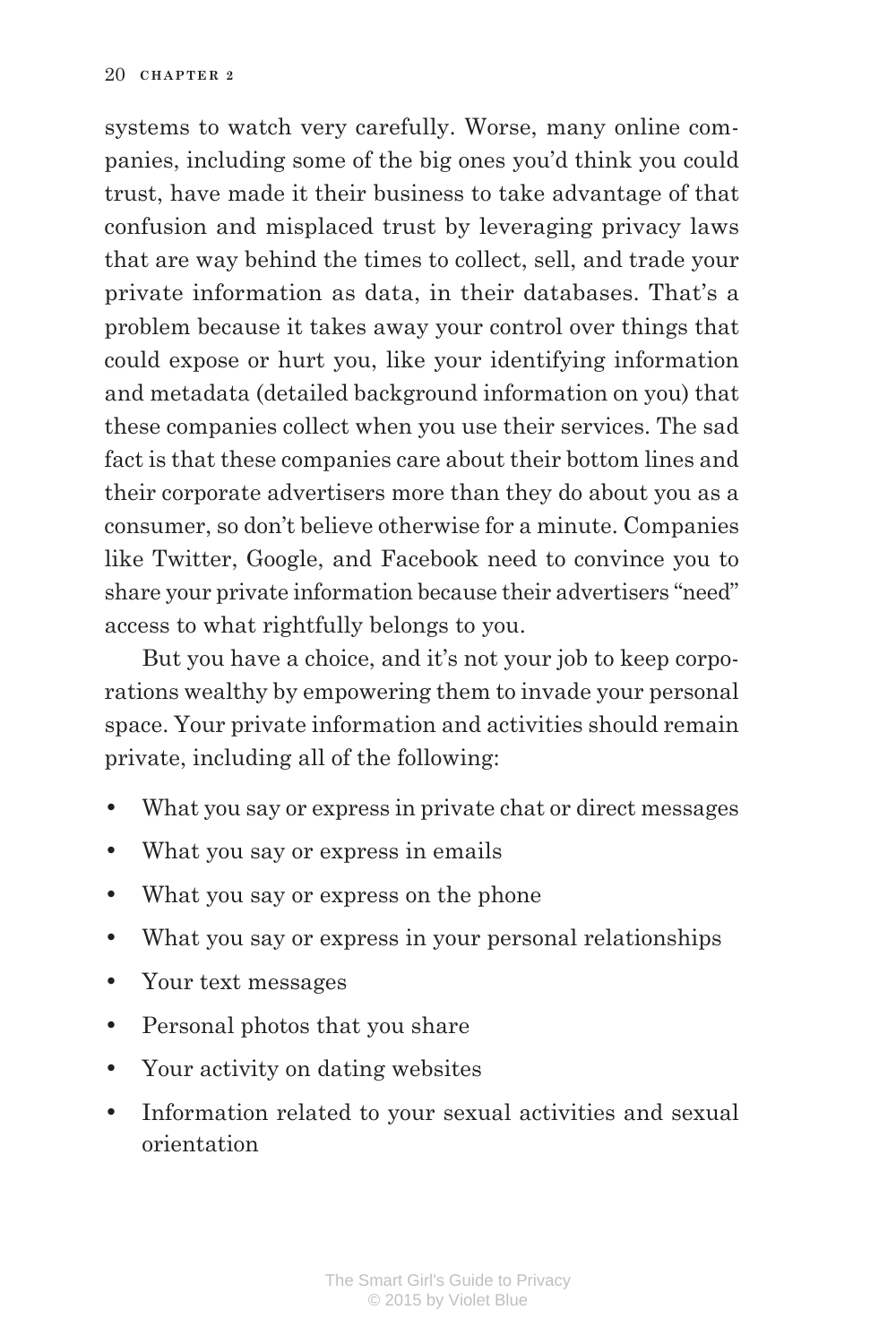systems to watch very carefully. Worse, many online companies, including some of the big ones you'd think you could trust, have made it their business to take advantage of that confusion and misplaced trust by leveraging privacy laws that are way behind the times to collect, sell, and trade your private information as data, in their databases. That's a problem because it takes away your control over things that could expose or hurt you, like your identifying information and metadata (detailed background information on you) that these companies collect when you use their services. The sad fact is that these companies care about their bottom lines and their corporate advertisers more than they do about you as a consumer, so don't believe otherwise for a minute. Companies like Twitter, Google, and Facebook need to convince you to share your private information because their advertisers "need" access to what rightfully belongs to you.

But you have a choice, and it's not your job to keep corporations wealthy by empowering them to invade your personal space. Your private information and activities should remain private, including all of the following:

- What you say or express in private chat or direct messages
- What you say or express in emails
- What you say or express on the phone
- What you say or express in your personal relationships
- Your text messages
- Personal photos that you share
- Your activity on dating websites
- Information related to your sexual activities and sexual orientation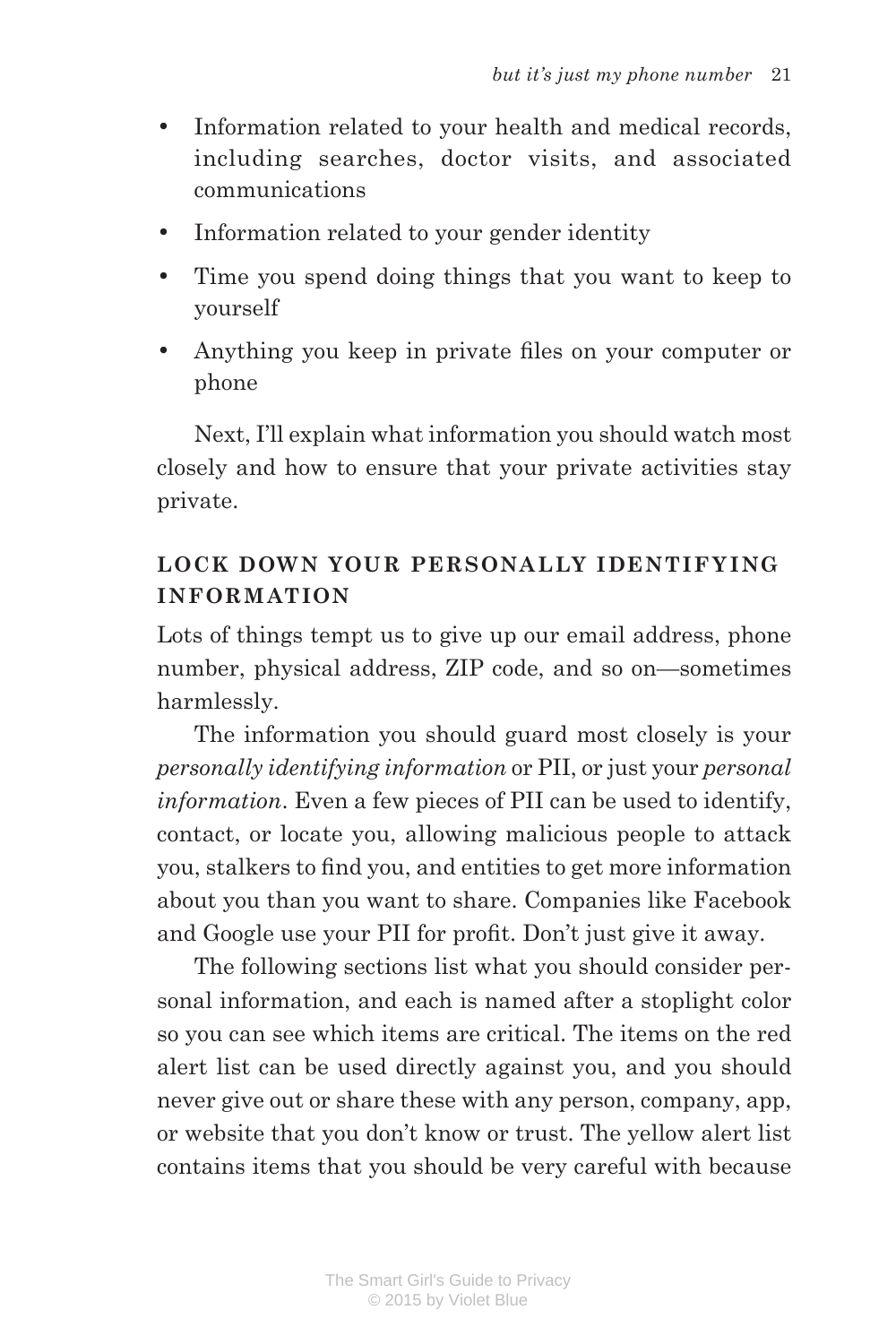- Information related to your health and medical records, including searches, doctor visits, and associated communications
- Information related to your gender identity
- Time you spend doing things that you want to keep to yourself
- Anything you keep in private files on your computer or phone

Next, I'll explain what information you should watch most closely and how to ensure that your private activities stay private.

## LOCK DOWN YOUR PERSONALLY IDENTIFYING INFORMATION

Lots of things tempt us to give up our email address, phone number, physical address, ZIP code, and so on—sometimes harmlessly.

The information you should guard most closely is your *personally identifying information* or PII, or just your *personal information*. Even a few pieces of PII can be used to identify, contact, or locate you, allowing malicious people to attack you, stalkers to find you, and entities to get more information about you than you want to share. Companies like Facebook and Google use your PII for profit. Don't just give it away.

The following sections list what you should consider personal information, and each is named after a stoplight color so you can see which items are critical. The items on the red alert list can be used directly against you, and you should never give out or share these with any person, company, app, or website that you don't know or trust. The yellow alert list contains items that you should be very careful with because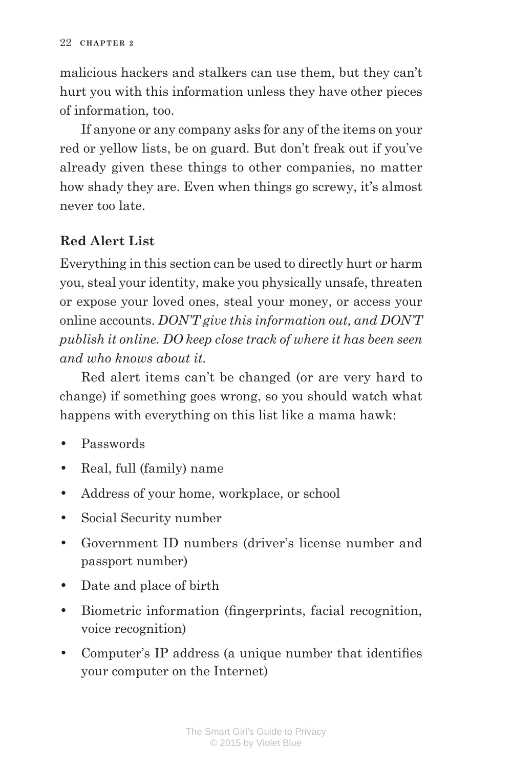malicious hackers and stalkers can use them, but they can't hurt you with this information unless they have other pieces of information, too.

If anyone or any company asks for any of the items on your red or yellow lists, be on guard. But don't freak out if you've already given these things to other companies, no matter how shady they are. Even when things go screwy, it's almost never too late.

### Red Alert List

Everything in this section can be used to directly hurt or harm you, steal your identity, make you physically unsafe, threaten or expose your loved ones, steal your money, or access your online accounts. *DON'T give this information out, and DON'T publish it online. DO keep close track of where it has been seen and who knows about it.*

Red alert items can't be changed (or are very hard to change) if something goes wrong, so you should watch what happens with everything on this list like a mama hawk:

- Passwords
- Real, full (family) name
- Address of your home, workplace, or school
- Social Security number
- Government ID numbers (driver's license number and passport number)
- Date and place of birth
- Biometric information (fingerprints, facial recognition, voice recognition)
- Computer's IP address (a unique number that identifies your computer on the Internet)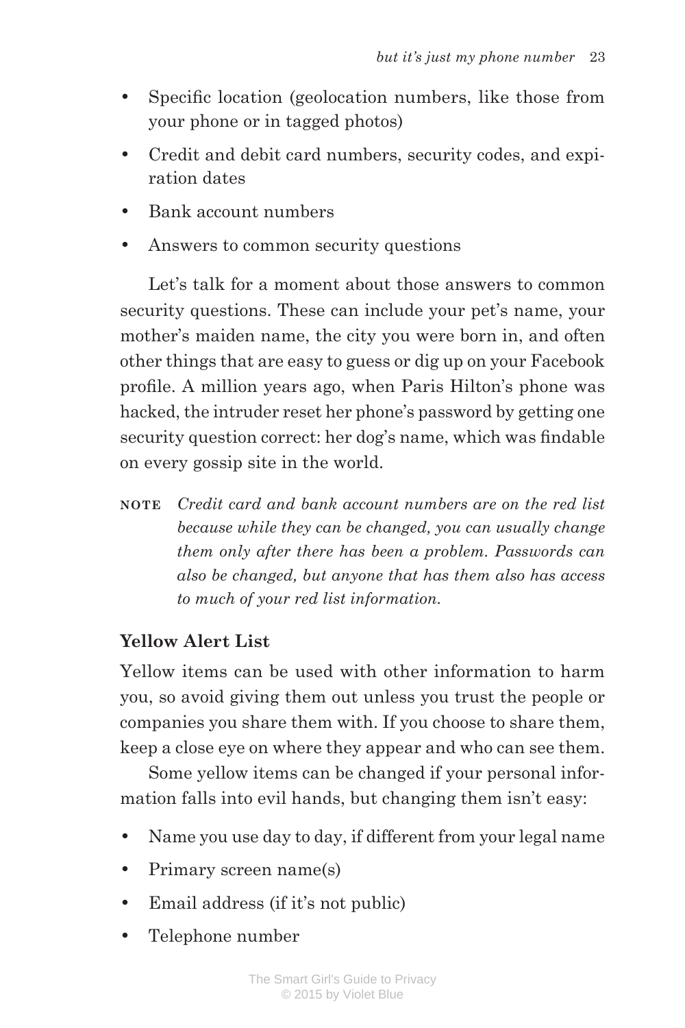- Specific location (geolocation numbers, like those from your phone or in tagged photos)
- Credit and debit card numbers, security codes, and expiration dates
- Bank account numbers
- Answers to common security questions

Let's talk for a moment about those answers to common security questions. These can include your pet's name, your mother's maiden name, the city you were born in, and often other things that are easy to guess or dig up on your Facebook profile. A million years ago, when Paris Hilton's phone was hacked, the intruder reset her phone's password by getting one security question correct: her dog's name, which was findable on every gossip site in the world.

**NOTE** *Credit card and bank account numbers are on the red list because while they can be changed, you can usually change them only after there has been a problem. Passwords can also be changed, but anyone that has them also has access to much of your red list information.*

### Yellow Alert List

Yellow items can be used with other information to harm you, so avoid giving them out unless you trust the people or companies you share them with. If you choose to share them, keep a close eye on where they appear and who can see them.

Some yellow items can be changed if your personal information falls into evil hands, but changing them isn't easy:

- Name you use day to day, if different from your legal name
- Primary screen name(s)
- Email address (if it's not public)
- Telephone number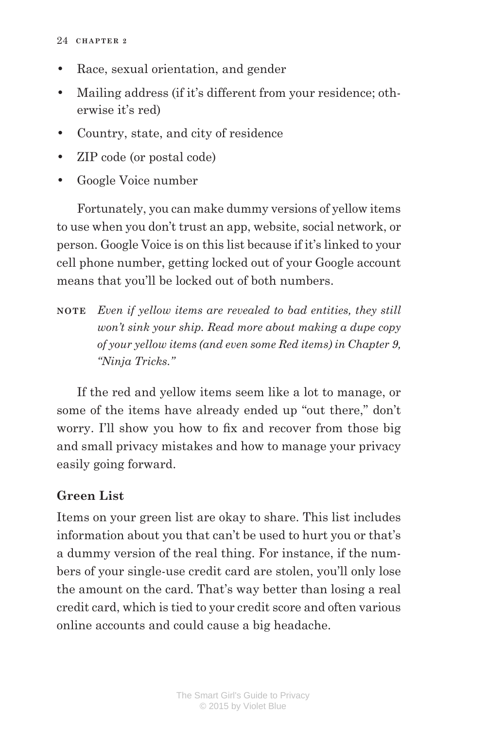- Race, sexual orientation, and gender
- Mailing address (if it's different from your residence; otherwise it's red)
- Country, state, and city of residence
- ZIP code (or postal code)
- Google Voice number

Fortunately, you can make dummy versions of yellow items to use when you don't trust an app, website, social network, or person. Google Voice is on this list because if it's linked to your cell phone number, getting locked out of your Google account means that you'll be locked out of both numbers.

**NOTE** *Even if yellow items are revealed to bad entities, they still won't sink your ship. Read more about making a dupe copy of your yellow items (and even some Red items) in Chapter 9, "Ninja Tricks."*

If the red and yellow items seem like a lot to manage, or some of the items have already ended up "out there," don't worry. I'll show you how to fix and recover from those big and small privacy mistakes and how to manage your privacy easily going forward.

### Green List

Items on your green list are okay to share. This list includes information about you that can't be used to hurt you or that's a dummy version of the real thing. For instance, if the numbers of your single-use credit card are stolen, you'll only lose the amount on the card. That's way better than losing a real credit card, which is tied to your credit score and often various online accounts and could cause a big headache.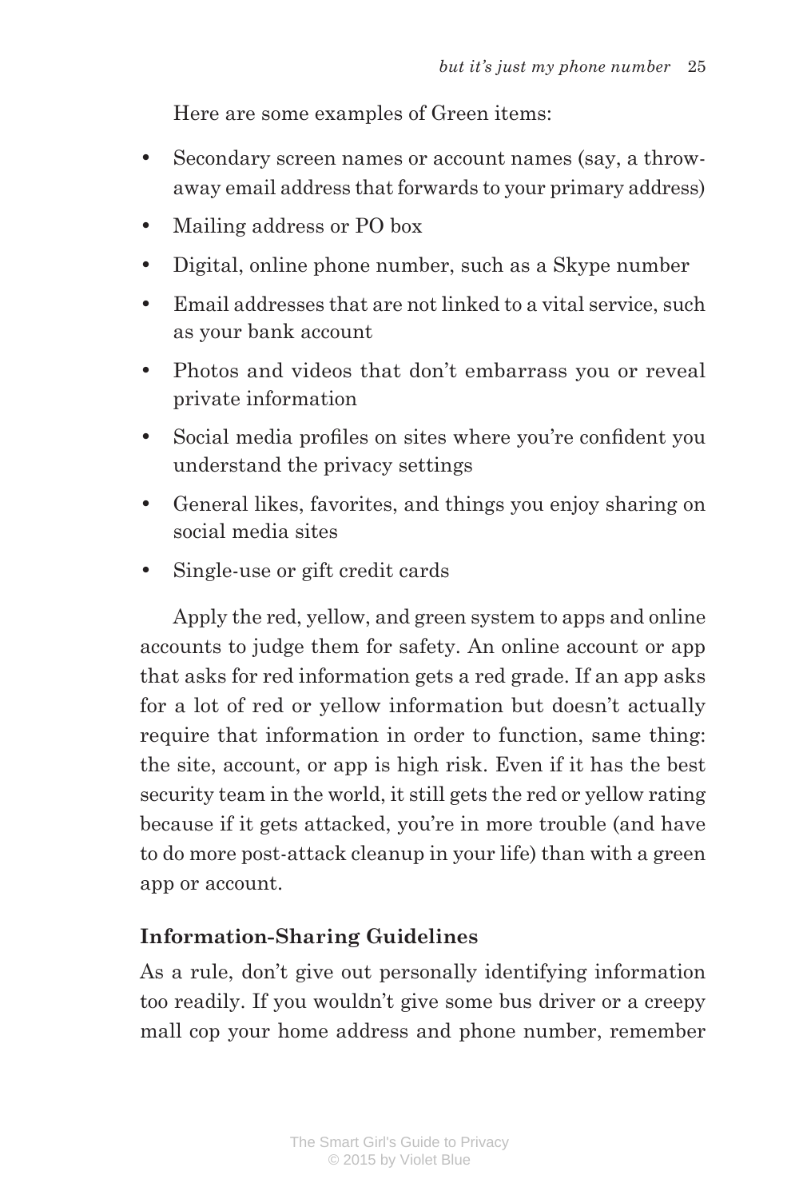Here are some examples of Green items:

- Secondary screen names or account names (say, a throwaway email address that forwards to your primary address)
- Mailing address or PO box
- Digital, online phone number, such as a Skype number
- Email addresses that are not linked to a vital service, such as your bank account
- Photos and videos that don't embarrass you or reveal private information
- Social media profiles on sites where you're confident you understand the privacy settings
- General likes, favorites, and things you enjoy sharing on social media sites
- Single-use or gift credit cards

Apply the red, yellow, and green system to apps and online accounts to judge them for safety. An online account or app that asks for red information gets a red grade. If an app asks for a lot of red or yellow information but doesn't actually require that information in order to function, same thing: the site, account, or app is high risk. Even if it has the best security team in the world, it still gets the red or yellow rating because if it gets attacked, you're in more trouble (and have to do more post-attack cleanup in your life) than with a green app or account.

### Information-Sharing Guidelines

As a rule, don't give out personally identifying information too readily. If you wouldn't give some bus driver or a creepy mall cop your home address and phone number, remember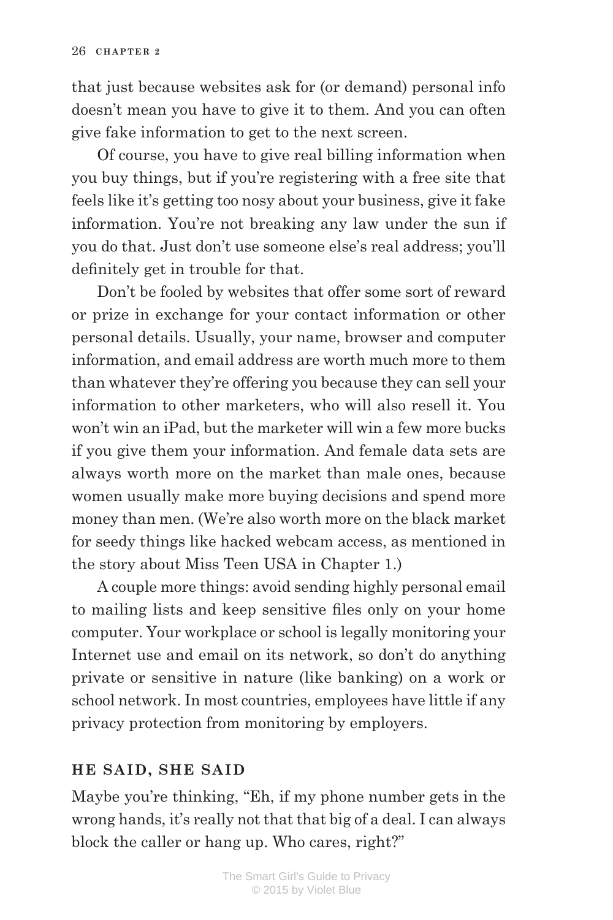that just because websites ask for (or demand) personal info doesn't mean you have to give it to them. And you can often give fake information to get to the next screen.

Of course, you have to give real billing information when you buy things, but if you're registering with a free site that feels like it's getting too nosy about your business, give it fake information. You're not breaking any law under the sun if you do that. Just don't use someone else's real address; you'll definitely get in trouble for that.

Don't be fooled by websites that offer some sort of reward or prize in exchange for your contact information or other personal details. Usually, your name, browser and computer information, and email address are worth much more to them than whatever they're offering you because they can sell your information to other marketers, who will also resell it. You won't win an iPad, but the marketer will win a few more bucks if you give them your information. And female data sets are always worth more on the market than male ones, because women usually make more buying decisions and spend more money than men. (We're also worth more on the black market for seedy things like hacked webcam access, as mentioned in the story about Miss Teen USA in Chapter 1.)

A couple more things: avoid sending highly personal email to mailing lists and keep sensitive files only on your home computer. Your workplace or school is legally monitoring your Internet use and email on its network, so don't do anything private or sensitive in nature (like banking) on a work or school network. In most countries, employees have little if any privacy protection from monitoring by employers.

### HE SAID, SHE SAID

Maybe you're thinking, "Eh, if my phone number gets in the wrong hands, it's really not that that big of a deal. I can always block the caller or hang up. Who cares, right?"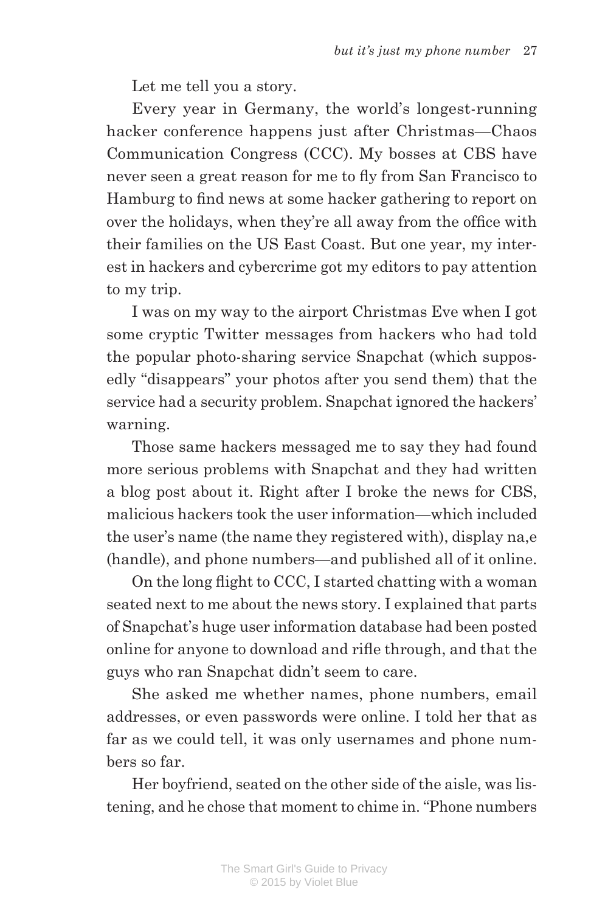Let me tell you a story.

Every year in Germany, the world's longest-running hacker conference happens just after Christmas—Chaos Communication Congress (CCC). My bosses at CBS have never seen a great reason for me to fly from San Francisco to Hamburg to find news at some hacker gathering to report on over the holidays, when they're all away from the office with their families on the US East Coast. But one year, my interest in hackers and cybercrime got my editors to pay attention to my trip.

I was on my way to the airport Christmas Eve when I got some cryptic Twitter messages from hackers who had told the popular photo-sharing service Snapchat (which supposedly "disappears" your photos after you send them) that the service had a security problem. Snapchat ignored the hackers' warning.

Those same hackers messaged me to say they had found more serious problems with Snapchat and they had written a blog post about it. Right after I broke the news for CBS, malicious hackers took the user information—which included the user's name (the name they registered with), display na,e (handle), and phone numbers—and published all of it online.

On the long flight to CCC, I started chatting with a woman seated next to me about the news story. I explained that parts of Snapchat's huge user information database had been posted online for anyone to download and rifle through, and that the guys who ran Snapchat didn't seem to care.

She asked me whether names, phone numbers, email addresses, or even passwords were online. I told her that as far as we could tell, it was only usernames and phone numbers so far.

Her boyfriend, seated on the other side of the aisle, was listening, and he chose that moment to chime in. "Phone numbers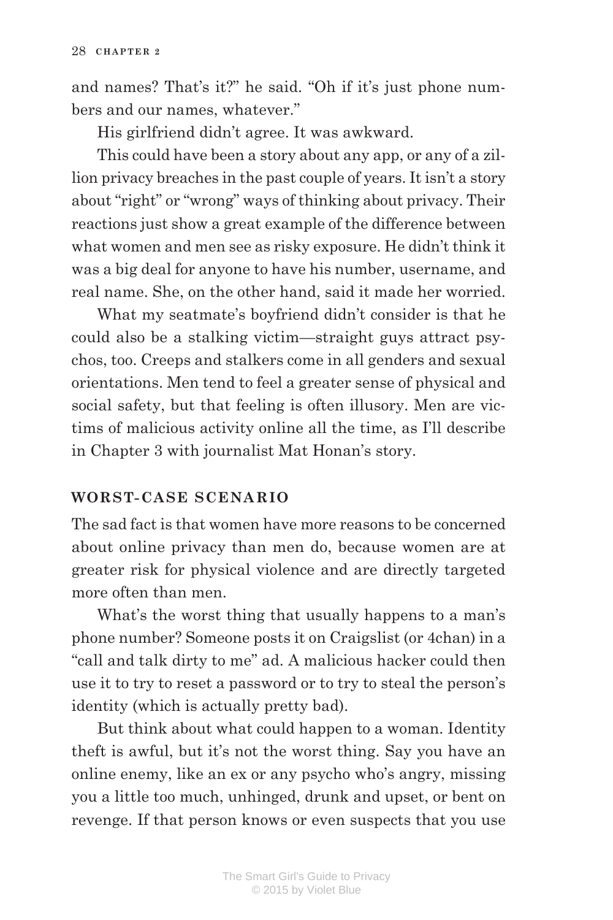and names? That's it?" he said. "Oh if it's just phone numbers and our names, whatever."

His girlfriend didn't agree. It was awkward.

This could have been a story about any app, or any of a zillion privacy breaches in the past couple of years. It isn't a story about "right" or "wrong" ways of thinking about privacy. Their reactions just show a great example of the difference between what women and men see as risky exposure. He didn't think it was a big deal for anyone to have his number, username, and real name. She, on the other hand, said it made her worried.

What my seatmate's boyfriend didn't consider is that he could also be a stalking victim—straight guys attract psychos, too. Creeps and stalkers come in all genders and sexual orientations. Men tend to feel a greater sense of physical and social safety, but that feeling is often illusory. Men are victims of malicious activity online all the time, as I'll describe in Chapter 3 with journalist Mat Honan's story.

## WORST-CASE SCENARIO

The sad fact is that women have more reasons to be concerned about online privacy than men do, because women are at greater risk for physical violence and are directly targeted more often than men.

What's the worst thing that usually happens to a man's phone number? Someone posts it on Craigslist (or 4chan) in a "call and talk dirty to me" ad. A malicious hacker could then use it to try to reset a password or to try to steal the person's identity (which is actually pretty bad).

But think about what could happen to a woman. Identity theft is awful, but it's not the worst thing. Say you have an online enemy, like an ex or any psycho who's angry, missing you a little too much, unhinged, drunk and upset, or bent on revenge. If that person knows or even suspects that you use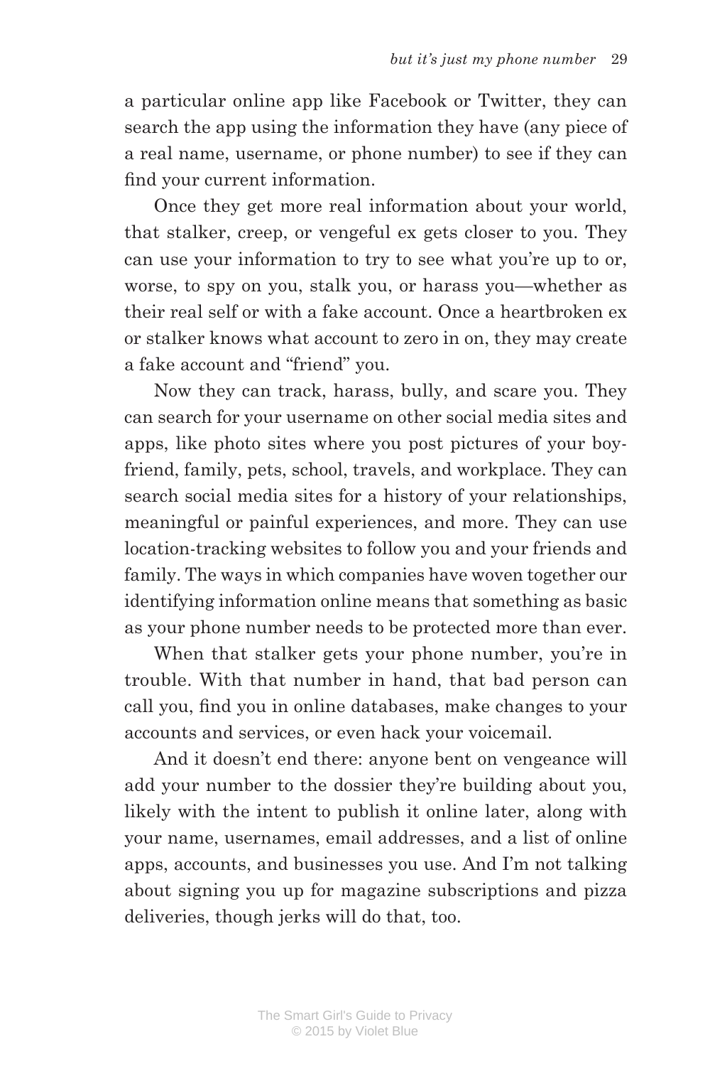a particular online app like Facebook or Twitter, they can search the app using the information they have (any piece of a real name, username, or phone number) to see if they can find your current information.

Once they get more real information about your world, that stalker, creep, or vengeful ex gets closer to you. They can use your information to try to see what you're up to or, worse, to spy on you, stalk you, or harass you—whether as their real self or with a fake account. Once a heartbroken ex or stalker knows what account to zero in on, they may create a fake account and "friend" you.

Now they can track, harass, bully, and scare you. They can search for your username on other social media sites and apps, like photo sites where you post pictures of your boyfriend, family, pets, school, travels, and workplace. They can search social media sites for a history of your relationships, meaningful or painful experiences, and more. They can use location-tracking websites to follow you and your friends and family. The ways in which companies have woven together our identifying information online means that something as basic as your phone number needs to be protected more than ever.

When that stalker gets your phone number, you're in trouble. With that number in hand, that bad person can call you, find you in online databases, make changes to your accounts and services, or even hack your voicemail.

And it doesn't end there: anyone bent on vengeance will add your number to the dossier they're building about you, likely with the intent to publish it online later, along with your name, usernames, email addresses, and a list of online apps, accounts, and businesses you use. And I'm not talking about signing you up for magazine subscriptions and pizza deliveries, though jerks will do that, too.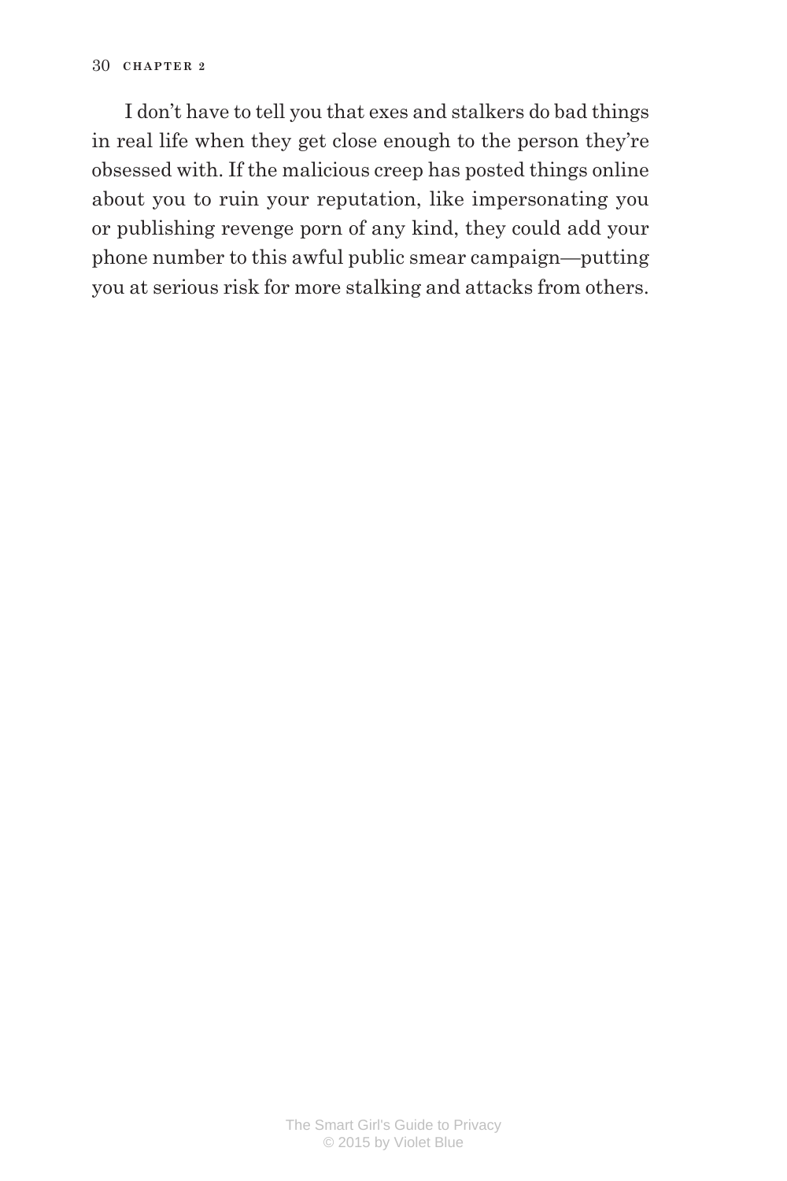I don’t have to tell you that exes and stalkers do bad things in real life when they get close enough to the person they’re obsessed with. If the malicious creep has posted things online about you to ruin your reputation, like impersonating you or publishing revenge porn of any kind, they could add your phone number to this awful public smear campaign—putting you at serious risk for more stalking and attacks from others.